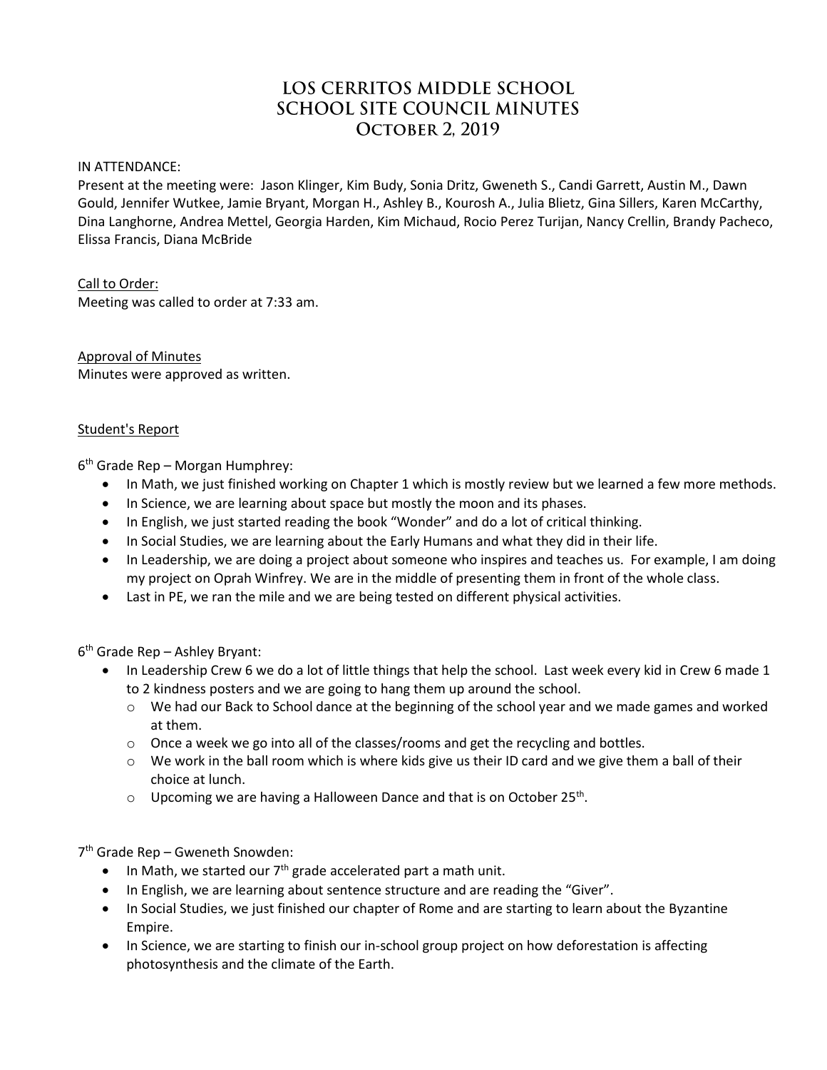# LOS CERRITOS MIDDLE SCHOOL
# SCHOOL SITE COUNCIL MINUTES
# October 2, 2019

IN ATTENDANCE:

Present at the meeting were: Jason Klinger, Kim Budy, Sonia Dritz, Gweneth S., Candi Garrett, Austin M., Dawn Gould, Jennifer Wutkee, Jamie Bryant, Morgan H., Ashley B., Kourosh A., Julia Blietz, Gina Sillers, Karen McCarthy, Dina Langhorne, Andrea Mettel, Georgia Harden, Kim Michaud, Rocio Perez Turijan, Nancy Crellin, Brandy Pacheco, Elissa Francis, Diana McBride

Call to Order:

Meeting was called to order at 7:33 am.

Approval of Minutes

Minutes were approved as written.

Student's Report

6th Grade Rep – Morgan Humphrey:

- In Math, we just finished working on Chapter 1 which is mostly review but we learned a few more methods.
- In Science, we are learning about space but mostly the moon and its phases.
- In English, we just started reading the book "Wonder" and do a lot of critical thinking.
- In Social Studies, we are learning about the Early Humans and what they did in their life.
- In Leadership, we are doing a project about someone who inspires and teaches us. For example, I am doing my project on Oprah Winfrey. We are in the middle of presenting them in front of the whole class.
- Last in PE, we ran the mile and we are being tested on different physical activities.

6th Grade Rep – Ashley Bryant:

- In Leadership Crew 6 we do a lot of little things that help the school. Last week every kid in Crew 6 made 1 to 2 kindness posters and we are going to hang them up around the school.
  - We had our Back to School dance at the beginning of the school year and we made games and worked at them.
  - Once a week we go into all of the classes/rooms and get the recycling and bottles.
  - We work in the ball room which is where kids give us their ID card and we give them a ball of their choice at lunch.
  - Upcoming we are having a Halloween Dance and that is on October 25th.

7th Grade Rep – Gweneth Snowden:

- In Math, we started our 7th grade accelerated part a math unit.
- In English, we are learning about sentence structure and are reading the "Giver".
- In Social Studies, we just finished our chapter of Rome and are starting to learn about the Byzantine Empire.
- In Science, we are starting to finish our in-school group project on how deforestation is affecting photosynthesis and the climate of the Earth.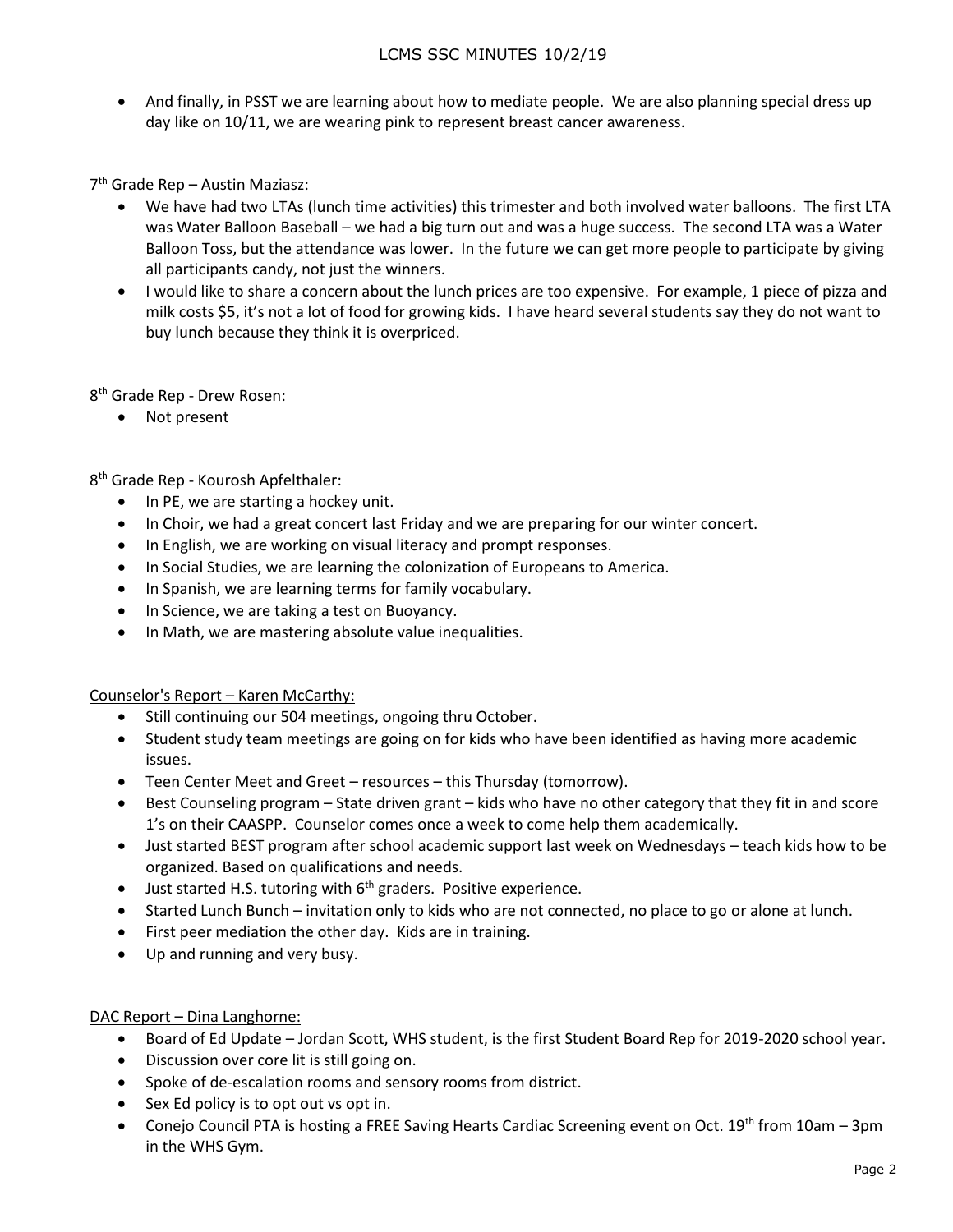- And finally, in PSST we are learning about how to mediate people. We are also planning special dress up day like on 10/11, we are wearing pink to represent breast cancer awareness.

7th Grade Rep – Austin Maziasz:

- We have had two LTAs (lunch time activities) this trimester and both involved water balloons. The first LTA was Water Balloon Baseball – we had a big turn out and was a huge success. The second LTA was a Water Balloon Toss, but the attendance was lower. In the future we can get more people to participate by giving all participants candy, not just the winners.
- I would like to share a concern about the lunch prices are too expensive. For example, 1 piece of pizza and milk costs $5, it's not a lot of food for growing kids. I have heard several students say they do not want to buy lunch because they think it is overpriced.

8th Grade Rep - Drew Rosen:

- Not present

8th Grade Rep - Kourosh Apfelthaler:

- In PE, we are starting a hockey unit.
- In Choir, we had a great concert last Friday and we are preparing for our winter concert.
- In English, we are working on visual literacy and prompt responses.
- In Social Studies, we are learning the colonization of Europeans to America.
- In Spanish, we are learning terms for family vocabulary.
- In Science, we are taking a test on Buoyancy.
- In Math, we are mastering absolute value inequalities.

<u>Counselor's Report – Karen McCarthy:</u>

- Still continuing our 504 meetings, ongoing thru October.
- Student study team meetings are going on for kids who have been identified as having more academic issues.
- Teen Center Meet and Greet – resources – this Thursday (tomorrow).
- Best Counseling program – State driven grant – kids who have no other category that they fit in and score 1's on their CAASPP. Counselor comes once a week to come help them academically.
- Just started BEST program after school academic support last week on Wednesdays – teach kids how to be organized. Based on qualifications and needs.
- Just started H.S. tutoring with 6th graders. Positive experience.
- Started Lunch Bunch – invitation only to kids who are not connected, no place to go or alone at lunch.
- First peer mediation the other day. Kids are in training.
- Up and running and very busy.

<u>DAC Report – Dina Langhorne:</u>

- Board of Ed Update – Jordan Scott, WHS student, is the first Student Board Rep for 2019-2020 school year.
- Discussion over core lit is still going on.
- Spoke of de-escalation rooms and sensory rooms from district.
- Sex Ed policy is to opt out vs opt in.
- Conejo Council PTA is hosting a FREE Saving Hearts Cardiac Screening event on Oct. 19th from 10am – 3pm in the WHS Gym.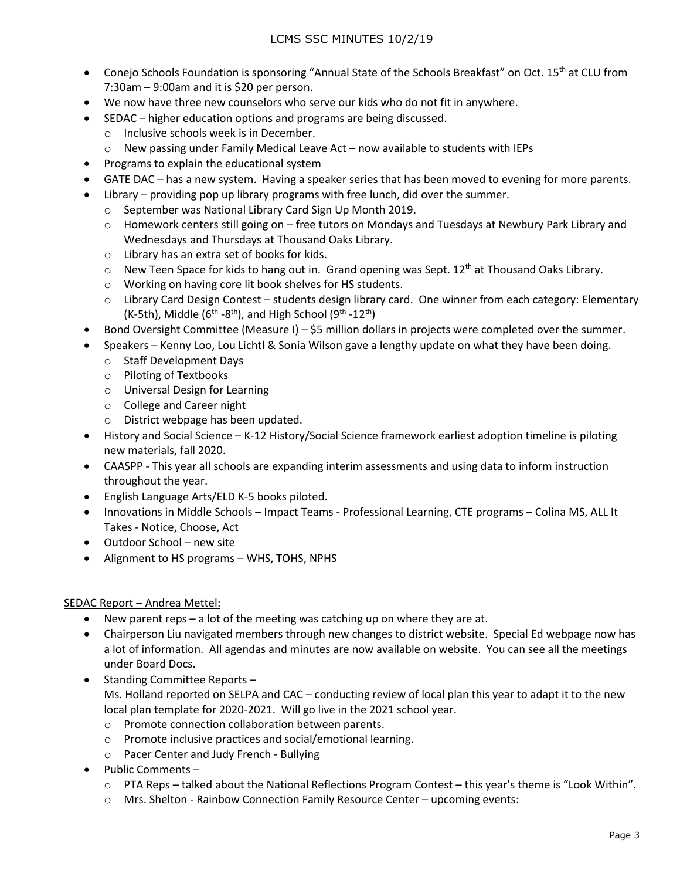- Conejo Schools Foundation is sponsoring "Annual State of the Schools Breakfast" on Oct. 15th at CLU from 7:30am – 9:00am and it is $20 per person.
- We now have three new counselors who serve our kids who do not fit in anywhere.
- SEDAC – higher education options and programs are being discussed.
  - Inclusive schools week is in December.
  - New passing under Family Medical Leave Act – now available to students with IEPs
- Programs to explain the educational system
- GATE DAC – has a new system. Having a speaker series that has been moved to evening for more parents.
- Library – providing pop up library programs with free lunch, did over the summer.
  - September was National Library Card Sign Up Month 2019.
  - Homework centers still going on – free tutors on Mondays and Tuesdays at Newbury Park Library and Wednesdays and Thursdays at Thousand Oaks Library.
  - Library has an extra set of books for kids.
  - New Teen Space for kids to hang out in. Grand opening was Sept. 12th at Thousand Oaks Library.
  - Working on having core lit book shelves for HS students.
  - Library Card Design Contest – students design library card. One winner from each category: Elementary (K-5th), Middle (6th -8th), and High School (9th -12th)
- Bond Oversight Committee (Measure I) – $5 million dollars in projects were completed over the summer.
- Speakers – Kenny Loo, Lou Lichtl & Sonia Wilson gave a lengthy update on what they have been doing.
  - Staff Development Days
  - Piloting of Textbooks
  - Universal Design for Learning
  - College and Career night
  - District webpage has been updated.
- History and Social Science – K-12 History/Social Science framework earliest adoption timeline is piloting new materials, fall 2020.
- CAASPP - This year all schools are expanding interim assessments and using data to inform instruction throughout the year.
- English Language Arts/ELD K-5 books piloted.
- Innovations in Middle Schools – Impact Teams - Professional Learning, CTE programs – Colina MS, ALL It Takes - Notice, Choose, Act
- Outdoor School – new site
- Alignment to HS programs – WHS, TOHS, NPHS

<u>SEDAC Report – Andrea Mettel:</u>

- New parent reps – a lot of the meeting was catching up on where they are at.
- Chairperson Liu navigated members through new changes to district website. Special Ed webpage now has a lot of information. All agendas and minutes are now available on website. You can see all the meetings under Board Docs.
- Standing Committee Reports –
  Ms. Holland reported on SELPA and CAC – conducting review of local plan this year to adapt it to the new local plan template for 2020-2021. Will go live in the 2021 school year.
  - Promote connection collaboration between parents.
  - Promote inclusive practices and social/emotional learning.
  - Pacer Center and Judy French - Bullying
- Public Comments –
  - PTA Reps – talked about the National Reflections Program Contest – this year's theme is "Look Within".
  - Mrs. Shelton - Rainbow Connection Family Resource Center – upcoming events: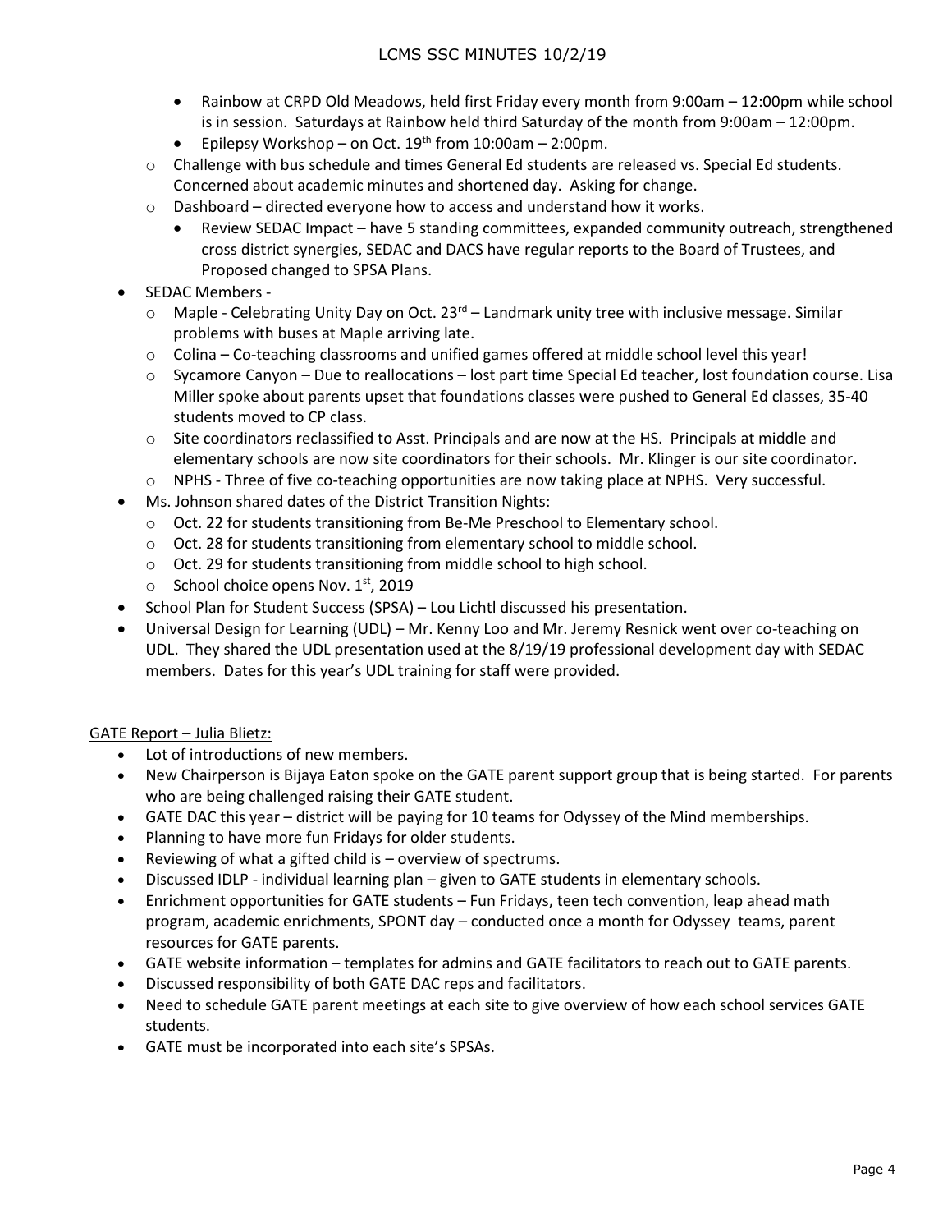- Rainbow at CRPD Old Meadows, held first Friday every month from 9:00am – 12:00pm while school is in session. Saturdays at Rainbow held third Saturday of the month from 9:00am – 12:00pm.
    - Epilepsy Workshop – on Oct. 19th from 10:00am – 2:00pm.
  - Challenge with bus schedule and times General Ed students are released vs. Special Ed students. Concerned about academic minutes and shortened day. Asking for change.
  - Dashboard – directed everyone how to access and understand how it works.
    - Review SEDAC Impact – have 5 standing committees, expanded community outreach, strengthened cross district synergies, SEDAC and DACS have regular reports to the Board of Trustees, and Proposed changed to SPSA Plans.
- SEDAC Members -
  - Maple - Celebrating Unity Day on Oct. 23rd – Landmark unity tree with inclusive message. Similar problems with buses at Maple arriving late.
  - Colina – Co-teaching classrooms and unified games offered at middle school level this year!
  - Sycamore Canyon – Due to reallocations – lost part time Special Ed teacher, lost foundation course. Lisa Miller spoke about parents upset that foundations classes were pushed to General Ed classes, 35-40 students moved to CP class.
  - Site coordinators reclassified to Asst. Principals and are now at the HS. Principals at middle and elementary schools are now site coordinators for their schools. Mr. Klinger is our site coordinator.
  - NPHS - Three of five co-teaching opportunities are now taking place at NPHS. Very successful.
- Ms. Johnson shared dates of the District Transition Nights:
  - Oct. 22 for students transitioning from Be-Me Preschool to Elementary school.
  - Oct. 28 for students transitioning from elementary school to middle school.
  - Oct. 29 for students transitioning from middle school to high school.
  - School choice opens Nov. 1st, 2019
- School Plan for Student Success (SPSA) – Lou Lichtl discussed his presentation.
- Universal Design for Learning (UDL) – Mr. Kenny Loo and Mr. Jeremy Resnick went over co-teaching on UDL. They shared the UDL presentation used at the 8/19/19 professional development day with SEDAC members. Dates for this year's UDL training for staff were provided.

GATE Report – Julia Blietz:

- Lot of introductions of new members.
- New Chairperson is Bijaya Eaton spoke on the GATE parent support group that is being started. For parents who are being challenged raising their GATE student.
- GATE DAC this year – district will be paying for 10 teams for Odyssey of the Mind memberships.
- Planning to have more fun Fridays for older students.
- Reviewing of what a gifted child is – overview of spectrums.
- Discussed IDLP - individual learning plan – given to GATE students in elementary schools.
- Enrichment opportunities for GATE students – Fun Fridays, teen tech convention, leap ahead math program, academic enrichments, SPONT day – conducted once a month for Odyssey teams, parent resources for GATE parents.
- GATE website information – templates for admins and GATE facilitators to reach out to GATE parents.
- Discussed responsibility of both GATE DAC reps and facilitators.
- Need to schedule GATE parent meetings at each site to give overview of how each school services GATE students.
- GATE must be incorporated into each site's SPSAs.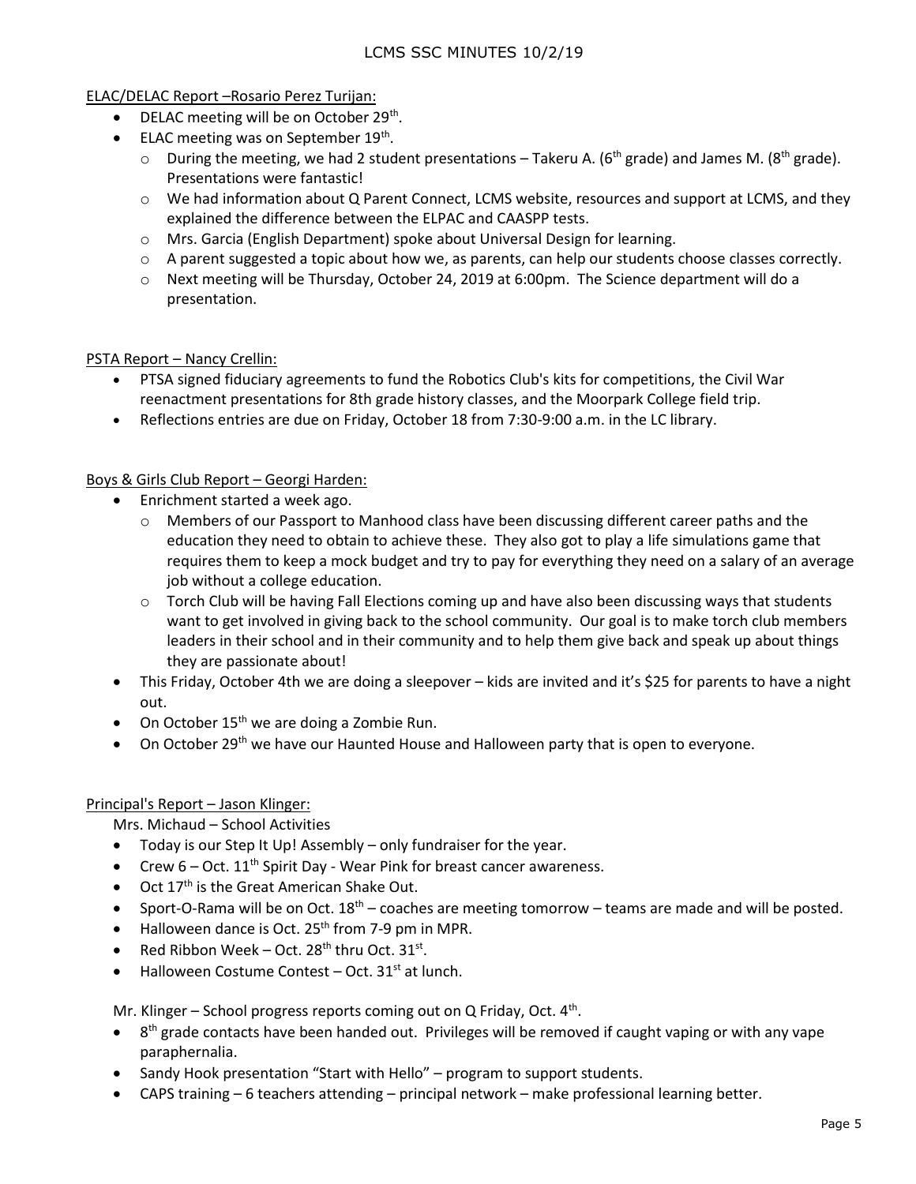<u>ELAC/DELAC Report –Rosario Perez Turijan:</u>

- DELAC meeting will be on October 29th.
- ELAC meeting was on September 19th.
  - During the meeting, we had 2 student presentations – Takeru A. (6th grade) and James M. (8th grade). Presentations were fantastic!
  - We had information about Q Parent Connect, LCMS website, resources and support at LCMS, and they explained the difference between the ELPAC and CAASPP tests.
  - Mrs. Garcia (English Department) spoke about Universal Design for learning.
  - A parent suggested a topic about how we, as parents, can help our students choose classes correctly.
  - Next meeting will be Thursday, October 24, 2019 at 6:00pm. The Science department will do a presentation.

<u>PSTA Report – Nancy Crellin:</u>

- PTSA signed fiduciary agreements to fund the Robotics Club's kits for competitions, the Civil War reenactment presentations for 8th grade history classes, and the Moorpark College field trip.
- Reflections entries are due on Friday, October 18 from 7:30-9:00 a.m. in the LC library.

<u>Boys & Girls Club Report – Georgi Harden:</u>

- Enrichment started a week ago.
  - Members of our Passport to Manhood class have been discussing different career paths and the education they need to obtain to achieve these. They also got to play a life simulations game that requires them to keep a mock budget and try to pay for everything they need on a salary of an average job without a college education.
  - Torch Club will be having Fall Elections coming up and have also been discussing ways that students want to get involved in giving back to the school community. Our goal is to make torch club members leaders in their school and in their community and to help them give back and speak up about things they are passionate about!
- This Friday, October 4th we are doing a sleepover – kids are invited and it's $25 for parents to have a night out.
- On October 15th we are doing a Zombie Run.
- On October 29th we have our Haunted House and Halloween party that is open to everyone.

<u>Principal's Report – Jason Klinger:</u>

Mrs. Michaud – School Activities

- Today is our Step It Up! Assembly – only fundraiser for the year.
- Crew 6 – Oct. 11th Spirit Day - Wear Pink for breast cancer awareness.
- Oct 17th is the Great American Shake Out.
- Sport-O-Rama will be on Oct. 18th – coaches are meeting tomorrow – teams are made and will be posted.
- Halloween dance is Oct. 25th from 7-9 pm in MPR.
- Red Ribbon Week – Oct. 28th thru Oct. 31st.
- Halloween Costume Contest – Oct. 31st at lunch.

Mr. Klinger – School progress reports coming out on Q Friday, Oct. 4th.

- 8th grade contacts have been handed out. Privileges will be removed if caught vaping or with any vape paraphernalia.
- Sandy Hook presentation "Start with Hello" – program to support students.
- CAPS training – 6 teachers attending – principal network – make professional learning better.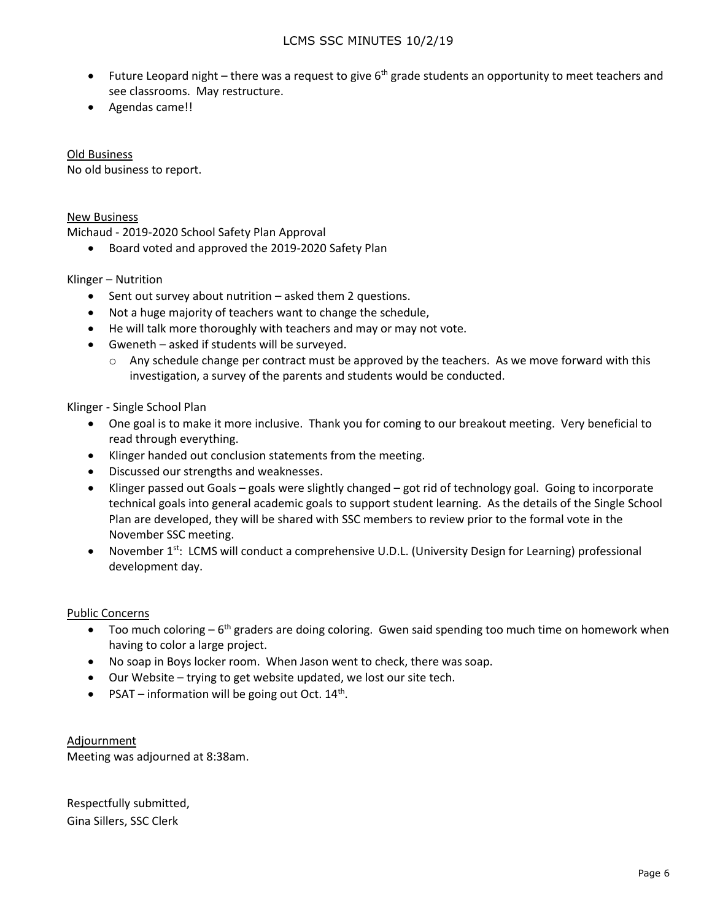- Future Leopard night – there was a request to give 6th grade students an opportunity to meet teachers and see classrooms. May restructure.
- Agendas came!!

Old Business

No old business to report.

New Business

Michaud - 2019-2020 School Safety Plan Approval

- Board voted and approved the 2019-2020 Safety Plan

Klinger – Nutrition

- Sent out survey about nutrition – asked them 2 questions.
- Not a huge majority of teachers want to change the schedule,
- He will talk more thoroughly with teachers and may or may not vote.
- Gweneth – asked if students will be surveyed.
  - Any schedule change per contract must be approved by the teachers. As we move forward with this investigation, a survey of the parents and students would be conducted.

Klinger - Single School Plan

- One goal is to make it more inclusive. Thank you for coming to our breakout meeting. Very beneficial to read through everything.
- Klinger handed out conclusion statements from the meeting.
- Discussed our strengths and weaknesses.
- Klinger passed out Goals – goals were slightly changed – got rid of technology goal. Going to incorporate technical goals into general academic goals to support student learning. As the details of the Single School Plan are developed, they will be shared with SSC members to review prior to the formal vote in the November SSC meeting.
- November 1st: LCMS will conduct a comprehensive U.D.L. (University Design for Learning) professional development day.

Public Concerns

- Too much coloring – 6th graders are doing coloring. Gwen said spending too much time on homework when having to color a large project.
- No soap in Boys locker room. When Jason went to check, there was soap.
- Our Website – trying to get website updated, we lost our site tech.
- PSAT – information will be going out Oct. 14th.

Adjournment

Meeting was adjourned at 8:38am.

Respectfully submitted,
Gina Sillers, SSC Clerk